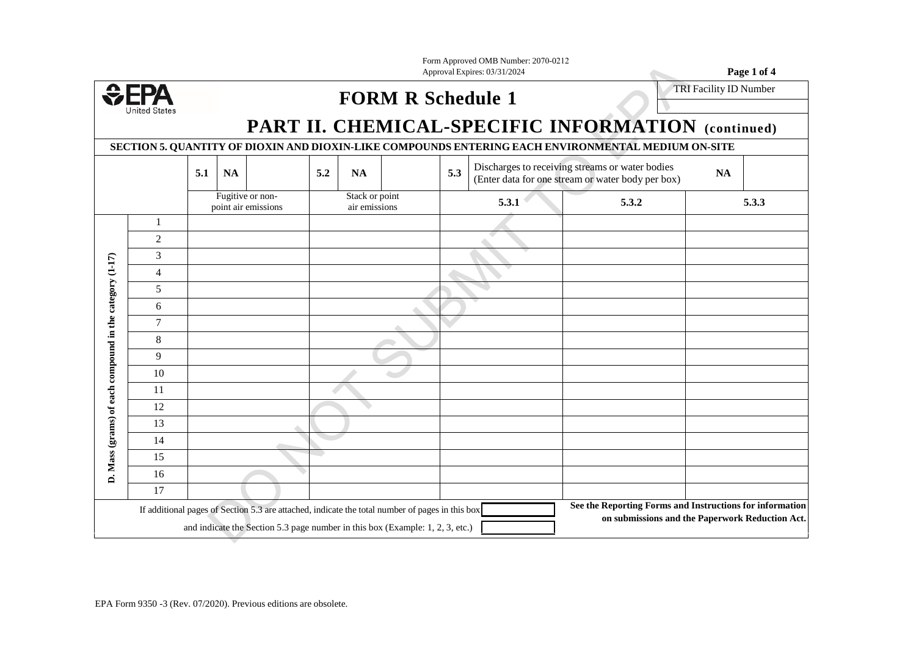Form Approved OMB Number: 2070-0212
Approval Expires: 03/31/2024

EPA United States

# FORM R Schedule 1

TRI Facility ID Number

## PART II. CHEMICAL-SPECIFIC INFORMATION (continued)

### SECTION 5. QUANTITY OF DIOXIN AND DIOXIN-LIKE COMPOUNDS ENTERING EACH ENVIRONMENTAL MEDIUM ON-SITE

| | | 5.1 NA | 5.2 NA | 5.3 Discharges to receiving streams or water bodies (Enter data for one stream or water body per box) NA | | |
|---|---|---|---|---|---|---|
| | | Fugitive or non-point air emissions | Stack or point air emissions | 5.3.1 | 5.3.2 | 5.3.3 |
| D. Mass (grams) of each compound in the category (1-17) | 1 | | | | | |
| | 2 | | | | | |
| | 3 | | | | | |
| | 4 | | | | | |
| | 5 | | | | | |
| | 6 | | | | | |
| | 7 | | | | | |
| | 8 | | | | | |
| | 9 | | | | | |
| | 10 | | | | | |
| | 11 | | | | | |
| | 12 | | | | | |
| | 13 | | | | | |
| | 14 | | | | | |
| | 15 | | | | | |
| | 16 | | | | | |
| | 17 | | | | | |

If additional pages of Section 5.3 are attached, indicate the total number of pages in this box [ ]

and indicate the Section 5.3 page number in this box (Example: 1, 2, 3, etc.) [ ]

**See the Reporting Forms and Instructions for information on submissions and the Paperwork Reduction Act.**

DO NOT SUBMIT TO EPA

EPA Form 9350 -3 (Rev. 07/2020). Previous editions are obsolete.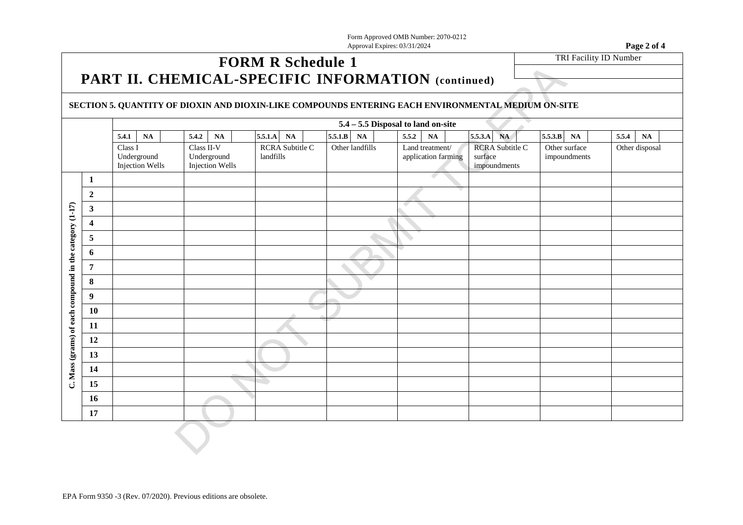Form Approved OMB Number: 2070-0212
Approval Expires: 03/31/2024

# FORM R Schedule 1

## PART II. CHEMICAL-SPECIFIC INFORMATION (continued)

TRI Facility ID Number

### SECTION 5. QUANTITY OF DIOXIN AND DIOXIN-LIKE COMPOUNDS ENTERING EACH ENVIRONMENTAL MEDIUM ON-SITE

| C. Mass (grams) of each compound in the category (1-17) | 5.4 – 5.5 Disposal to land on-site | | | | | | | |
|---|---|---|---|---|---|---|---|---|
| | **5.4.1** NA | **5.4.2** NA | **5.5.1.A** NA | **5.5.1.B** NA | **5.5.2** NA | **5.5.3.A** NA | **5.5.3.B** NA | **5.5.4** NA |
| | Class I Underground Injection Wells | Class II-V Underground Injection Wells | RCRA Subtitle C landfills | Other landfills | Land treatment/ application farming | RCRA Subtitle C surface impoundments | Other surface impoundments | Other disposal |
| **1** | | | | | | | | |
| **2** | | | | | | | | |
| **3** | | | | | | | | |
| **4** | | | | | | | | |
| **5** | | | | | | | | |
| **6** | | | | | | | | |
| **7** | | | | | | | | |
| **8** | | | | | | | | |
| **9** | | | | | | | | |
| **10** | | | | | | | | |
| **11** | | | | | | | | |
| **12** | | | | | | | | |
| **13** | | | | | | | | |
| **14** | | | | | | | | |
| **15** | | | | | | | | |
| **16** | | | | | | | | |
| **17** | | | | | | | | |

EPA Form 9350 -3 (Rev. 07/2020). Previous editions are obsolete.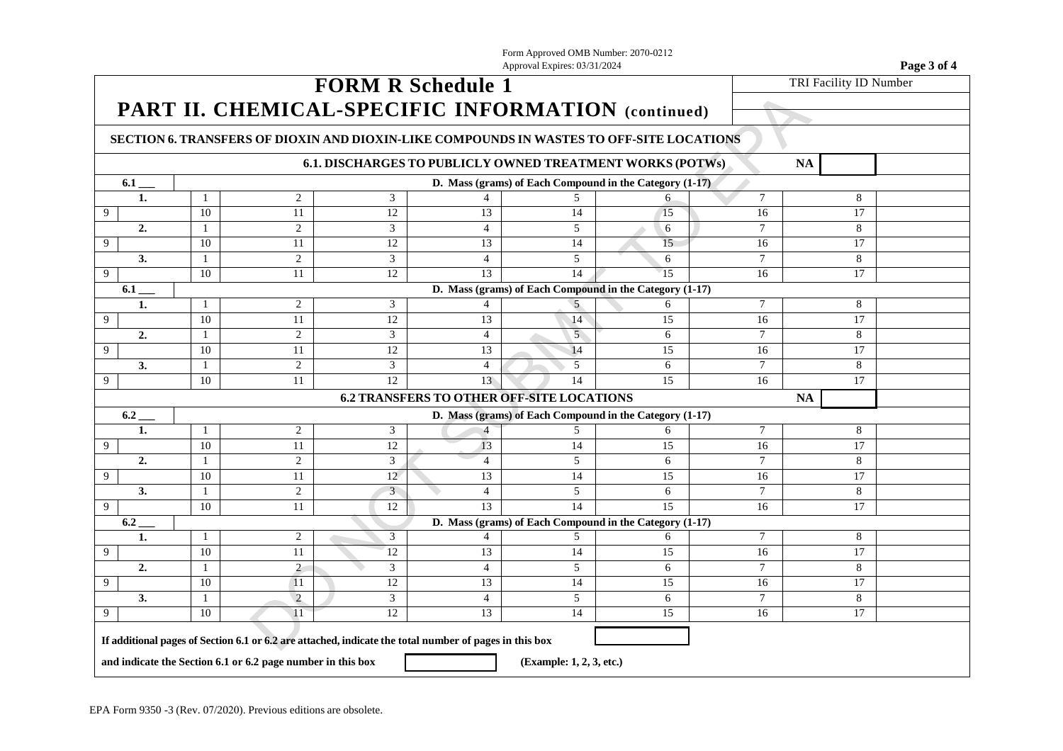Form Approved OMB Number: 2070-0212
Approval Expires: 03/31/2024

# FORM R Schedule 1

## PART II. CHEMICAL-SPECIFIC INFORMATION (continued)

TRI Facility ID Number

### SECTION 6. TRANSFERS OF DIOXIN AND DIOXIN-LIKE COMPOUNDS IN WASTES TO OFF-SITE LOCATIONS

#### 6.1. DISCHARGES TO PUBLICLY OWNED TREATMENT WORKS (POTWs) — NA

| 6.1 ___ | D. Mass (grams) of Each Compound in the Category (1-17) | | | | | | | |
|---|---|---|---|---|---|---|---|---|
| **1.** | 1 | 2 | 3 | 4 | 5 | 6 | 7 | 8 |
| 9 | 10 | 11 | 12 | 13 | 14 | 15 | 16 | 17 |
| **2.** | 1 | 2 | 3 | 4 | 5 | 6 | 7 | 8 |
| 9 | 10 | 11 | 12 | 13 | 14 | 15 | 16 | 17 |
| **3.** | 1 | 2 | 3 | 4 | 5 | 6 | 7 | 8 |
| 9 | 10 | 11 | 12 | 13 | 14 | 15 | 16 | 17 |

| 6.1 ___ | D. Mass (grams) of Each Compound in the Category (1-17) | | | | | | | |
|---|---|---|---|---|---|---|---|---|
| **1.** | 1 | 2 | 3 | 4 | 5 | 6 | 7 | 8 |
| 9 | 10 | 11 | 12 | 13 | 14 | 15 | 16 | 17 |
| **2.** | 1 | 2 | 3 | 4 | 5 | 6 | 7 | 8 |
| 9 | 10 | 11 | 12 | 13 | 14 | 15 | 16 | 17 |
| **3.** | 1 | 2 | 3 | 4 | 5 | 6 | 7 | 8 |
| 9 | 10 | 11 | 12 | 13 | 14 | 15 | 16 | 17 |

#### 6.2 TRANSFERS TO OTHER OFF-SITE LOCATIONS — NA

| 6.2 ___ | D. Mass (grams) of Each Compound in the Category (1-17) | | | | | | | |
|---|---|---|---|---|---|---|---|---|
| **1.** | 1 | 2 | 3 | 4 | 5 | 6 | 7 | 8 |
| 9 | 10 | 11 | 12 | 13 | 14 | 15 | 16 | 17 |
| **2.** | 1 | 2 | 3 | 4 | 5 | 6 | 7 | 8 |
| 9 | 10 | 11 | 12 | 13 | 14 | 15 | 16 | 17 |
| **3.** | 1 | 2 | 3 | 4 | 5 | 6 | 7 | 8 |
| 9 | 10 | 11 | 12 | 13 | 14 | 15 | 16 | 17 |

| 6.2 ___ | D. Mass (grams) of Each Compound in the Category (1-17) | | | | | | | |
|---|---|---|---|---|---|---|---|---|
| **1.** | 1 | 2 | 3 | 4 | 5 | 6 | 7 | 8 |
| 9 | 10 | 11 | 12 | 13 | 14 | 15 | 16 | 17 |
| **2.** | 1 | 2 | 3 | 4 | 5 | 6 | 7 | 8 |
| 9 | 10 | 11 | 12 | 13 | 14 | 15 | 16 | 17 |
| **3.** | 1 | 2 | 3 | 4 | 5 | 6 | 7 | 8 |
| 9 | 10 | 11 | 12 | 13 | 14 | 15 | 16 | 17 |

**If additional pages of Section 6.1 or 6.2 are attached, indicate the total number of pages in this box** [ ]

**and indicate the Section 6.1 or 6.2 page number in this box** [ ] **(Example: 1, 2, 3, etc.)**

EPA Form 9350 -3 (Rev. 07/2020). Previous editions are obsolete.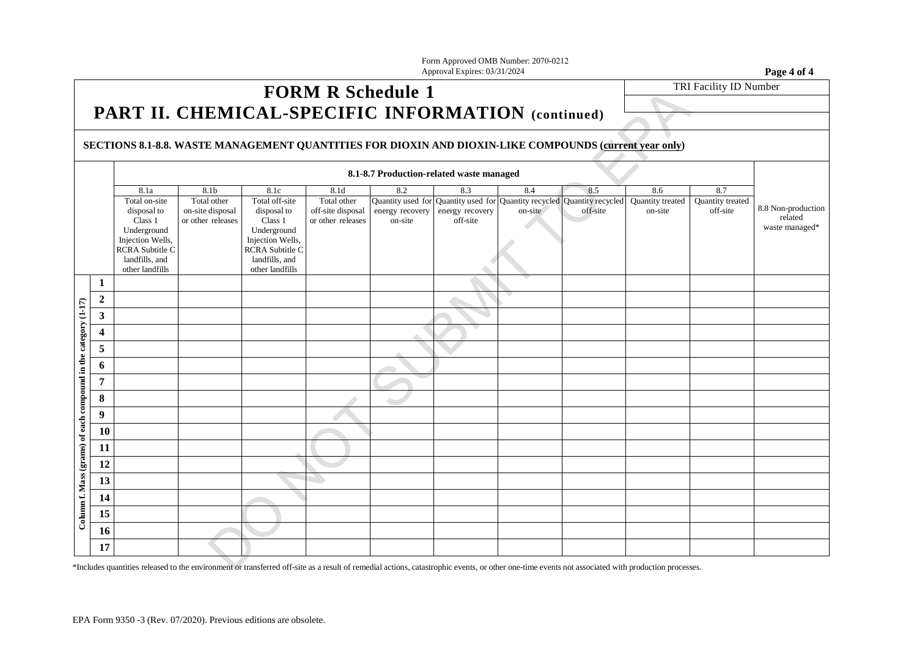Form Approved OMB Number: 2070-0212
Approval Expires: 03/31/2024

| TRI Facility ID Number |
|---|
| |

# FORM R Schedule 1

## PART II. CHEMICAL-SPECIFIC INFORMATION (continued)

### SECTIONS 8.1-8.8. WASTE MANAGEMENT QUANTITIES FOR DIOXIN AND DIOXIN-LIKE COMPOUNDS (current year only)

| Column f. Mass (grams) of each compound in the category (1-17) | 8.1-8.7 Production-related waste managed | | | | | | | | | | |
|---|---|---|---|---|---|---|---|---|---|---|---|
| | 8.1a Total on-site disposal to Class 1 Underground Injection Wells, RCRA Subtitle C landfills, and other landfills | 8.1b Total other on-site disposal or other releases | 8.1c Total off-site disposal to Class 1 Underground Injection Wells, RCRA Subtitle C landfills, and other landfills | 8.1d Total other off-site disposal or other releases | 8.2 Quantity used for energy recovery on-site | 8.3 Quantity used for energy recovery off-site | 8.4 Quantity recycled on-site | 8.5 Quantity recycled off-site | 8.6 Quantity treated on-site | 8.7 Quantity treated off-site | 8.8 Non-production related waste managed* |
| 1 | | | | | | | | | | | |
| 2 | | | | | | | | | | | |
| 3 | | | | | | | | | | | |
| 4 | | | | | | | | | | | |
| 5 | | | | | | | | | | | |
| 6 | | | | | | | | | | | |
| 7 | | | | | | | | | | | |
| 8 | | | | | | | | | | | |
| 9 | | | | | | | | | | | |
| 10 | | | | | | | | | | | |
| 11 | | | | | | | | | | | |
| 12 | | | | | | | | | | | |
| 13 | | | | | | | | | | | |
| 14 | | | | | | | | | | | |
| 15 | | | | | | | | | | | |
| 16 | | | | | | | | | | | |
| 17 | | | | | | | | | | | |

*Includes quantities released to the environment or transferred off-site as a result of remedial actions, catastrophic events, or other one-time events not associated with production processes.

DO NOT SUBMIT TO EPA

EPA Form 9350 -3 (Rev. 07/2020). Previous editions are obsolete.